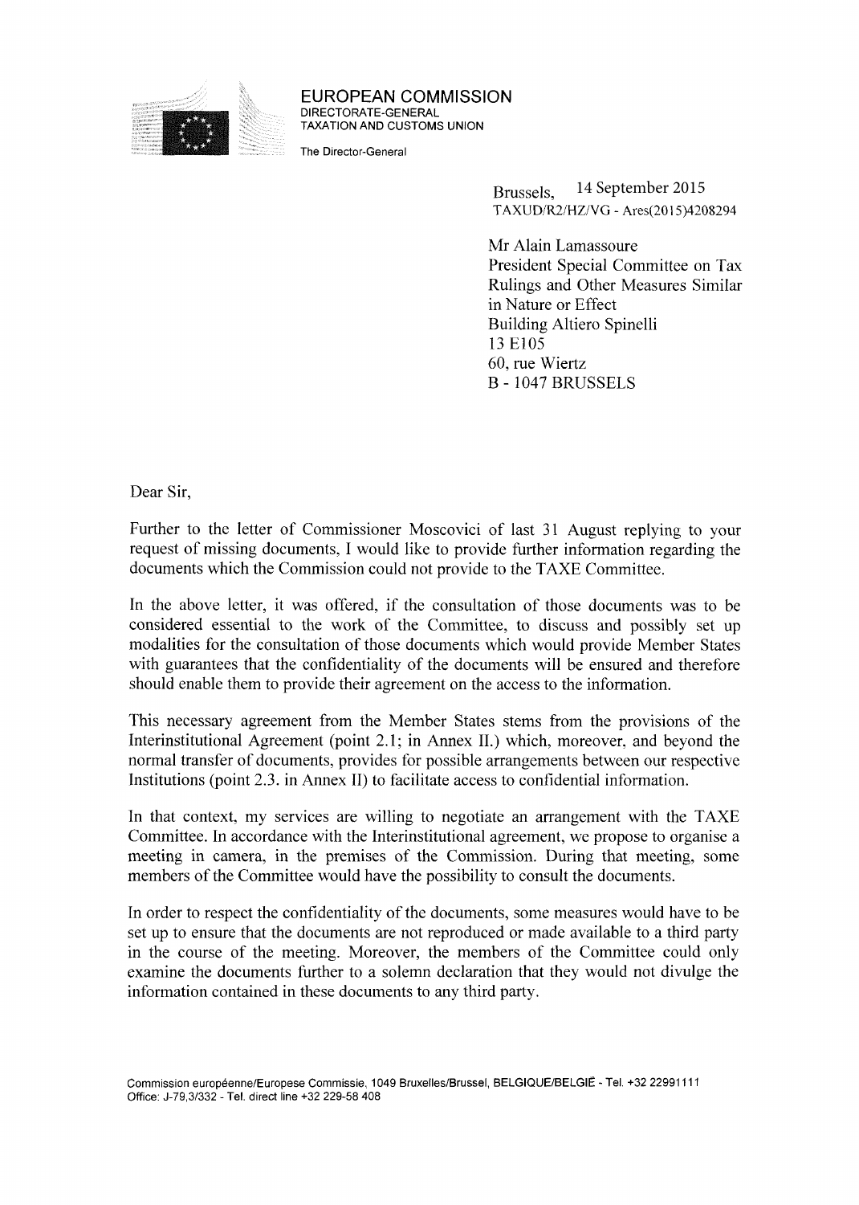**EUROPEAN COMMISSION**
DIRECTORATE-GENERAL
TAXATION AND CUSTOMS UNION

The Director-General

Brussels, 14 September 2015
TAXUD/R2/HZ/VG - Ares(2015)4208294

Mr Alain Lamassoure
President Special Committee on Tax Rulings and Other Measures Similar in Nature or Effect
Building Altiero Spinelli
13 E105
60, rue Wiertz
B - 1047 BRUSSELS

Dear Sir,

Further to the letter of Commissioner Moscovici of last 31 August replying to your request of missing documents, I would like to provide further information regarding the documents which the Commission could not provide to the TAXE Committee.

In the above letter, it was offered, if the consultation of those documents was to be considered essential to the work of the Committee, to discuss and possibly set up modalities for the consultation of those documents which would provide Member States with guarantees that the confidentiality of the documents will be ensured and therefore should enable them to provide their agreement on the access to the information.

This necessary agreement from the Member States stems from the provisions of the Interinstitutional Agreement (point 2.1; in Annex II.) which, moreover, and beyond the normal transfer of documents, provides for possible arrangements between our respective Institutions (point 2.3. in Annex II) to facilitate access to confidential information.

In that context, my services are willing to negotiate an arrangement with the TAXE Committee. In accordance with the Interinstitutional agreement, we propose to organise a meeting in camera, in the premises of the Commission. During that meeting, some members of the Committee would have the possibility to consult the documents.

In order to respect the confidentiality of the documents, some measures would have to be set up to ensure that the documents are not reproduced or made available to a third party in the course of the meeting. Moreover, the members of the Committee could only examine the documents further to a solemn declaration that they would not divulge the information contained in these documents to any third party.

Commission européenne/Europese Commissie, 1049 Bruxelles/Brussel, BELGIQUE/BELGIË - Tel. +32 22991111
Office: J-79,3/332 - Tel. direct line +32 229-58 408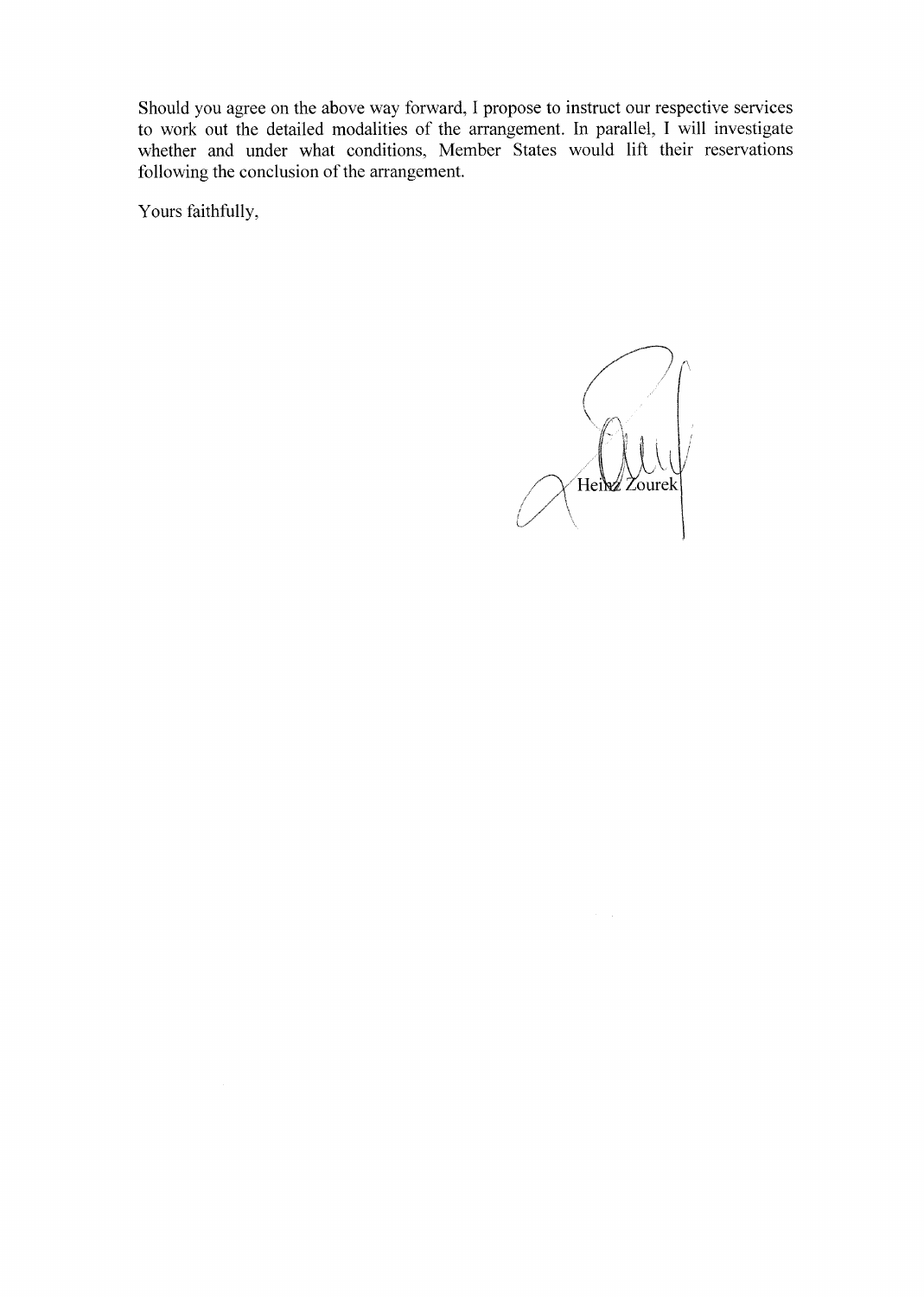Should you agree on the above way forward, I propose to instruct our respective services to work out the detailed modalities of the arrangement. In parallel, I will investigate whether and under what conditions, Member States would lift their reservations following the conclusion of the arrangement.

Yours faithfully,

Heinz Zourek